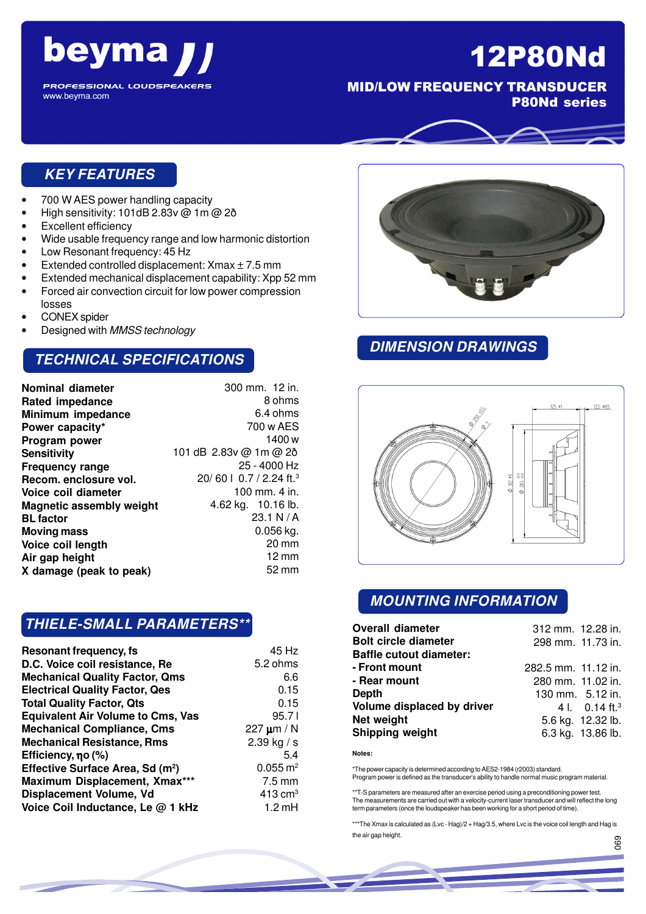# beyma

PROFESSIONAL LOUDSPEAKERS
www.beyma.com

# 12P80Nd

**MID/LOW FREQUENCY TRANSDUCER**
**P80Nd series**

## KEY FEATURES

- 700 W AES power handling capacity
- High sensitivity: 101dB 2.83v @ 1m @ 2ð
- Excellent efficiency
- Wide usable frequency range and low harmonic distortion
- Low Resonant frequency: 45 Hz
- Extended controlled displacement: Xmax ± 7.5 mm
- Extended mechanical displacement capability: Xpp 52 mm
- Forced air convection circuit for low power compression losses
- CONEX spider
- Designed with *MMSS technology*

## TECHNICAL SPECIFICATIONS

| | |
|---|---|
| **Nominal diameter** | 300 mm. 12 in. |
| **Rated impedance** | 8 ohms |
| **Minimum impedance** | 6.4 ohms |
| **Power capacity*** | 700 w AES |
| **Program power** | 1400 w |
| **Sensitivity** | 101 dB 2.83v @ 1m @ 2ð |
| **Frequency range** | 25 - 4000 Hz |
| **Recom. enclosure vol.** | 20/ 60 l 0.7 / 2.24 ft.$^3$ |
| **Voice coil diameter** | 100 mm. 4 in. |
| **Magnetic assembly weight** | 4.62 kg. 10.16 lb. |
| **BL factor** | 23.1 N / A |
| **Moving mass** | 0.056 kg. |
| **Voice coil length** | 20 mm |
| **Air gap height** | 12 mm |
| **X damage (peak to peak)** | 52 mm |

## THIELE-SMALL PARAMETERS**

| | |
|---|---|
| **Resonant frequency, fs** | 45 Hz |
| **D.C. Voice coil resistance, Re** | 5.2 ohms |
| **Mechanical Quality Factor, Qms** | 6.6 |
| **Electrical Quality Factor, Qes** | 0.15 |
| **Total Quality Factor, Qts** | 0.15 |
| **Equivalent Air Volume to Cms, Vas** | 95.7 l |
| **Mechanical Compliance, Cms** | 227 µm / N |
| **Mechanical Resistance, Rms** | 2.39 kg / s |
| **Efficiency, ηo (%)** | 5.4 |
| **Effective Surface Area, Sd (m²)** | 0.055 m$^2$ |
| **Maximum Displacement, Xmax*** ** | 7.5 mm |
| **Displacement Volume, Vd** | 413 cm$^3$ |
| **Voice Coil Inductance, Le @ 1 kHz** | 1.2 mH |

## DIMENSION DRAWINGS

## MOUNTING INFORMATION

| | |
|---|---|
| **Overall diameter** | 312 mm. 12.28 in. |
| **Bolt circle diameter** | 298 mm. 11.73 in. |
| **Baffle cutout diameter:** | |
| **- Front mount** | 282.5 mm. 11.12 in. |
| **- Rear mount** | 280 mm. 11.02 in. |
| **Depth** | 130 mm. 5.12 in. |
| **Volume displaced by driver** | 4 l. 0.14 ft.$^3$ |
| **Net weight** | 5.6 kg. 12.32 lb. |
| **Shipping weight** | 6.3 kg. 13.86 lb. |

**Notes:**

*The power capacity is determined according to AES2-1984 (r2003) standard.
Program power is defined as the transducer's ability to handle normal music program material.

**T-S parameters are measured after an exercise period using a preconditioning power test.
The measurements are carried out with a velocity-current laser transducer and will reflect the long term parameters (once the loudspeaker has been working for a short period of time).

***The Xmax is calculated as (Lvc - Hag)/2 + Hag/3.5, where Lvc is the voice coil length and Hag is the air gap height.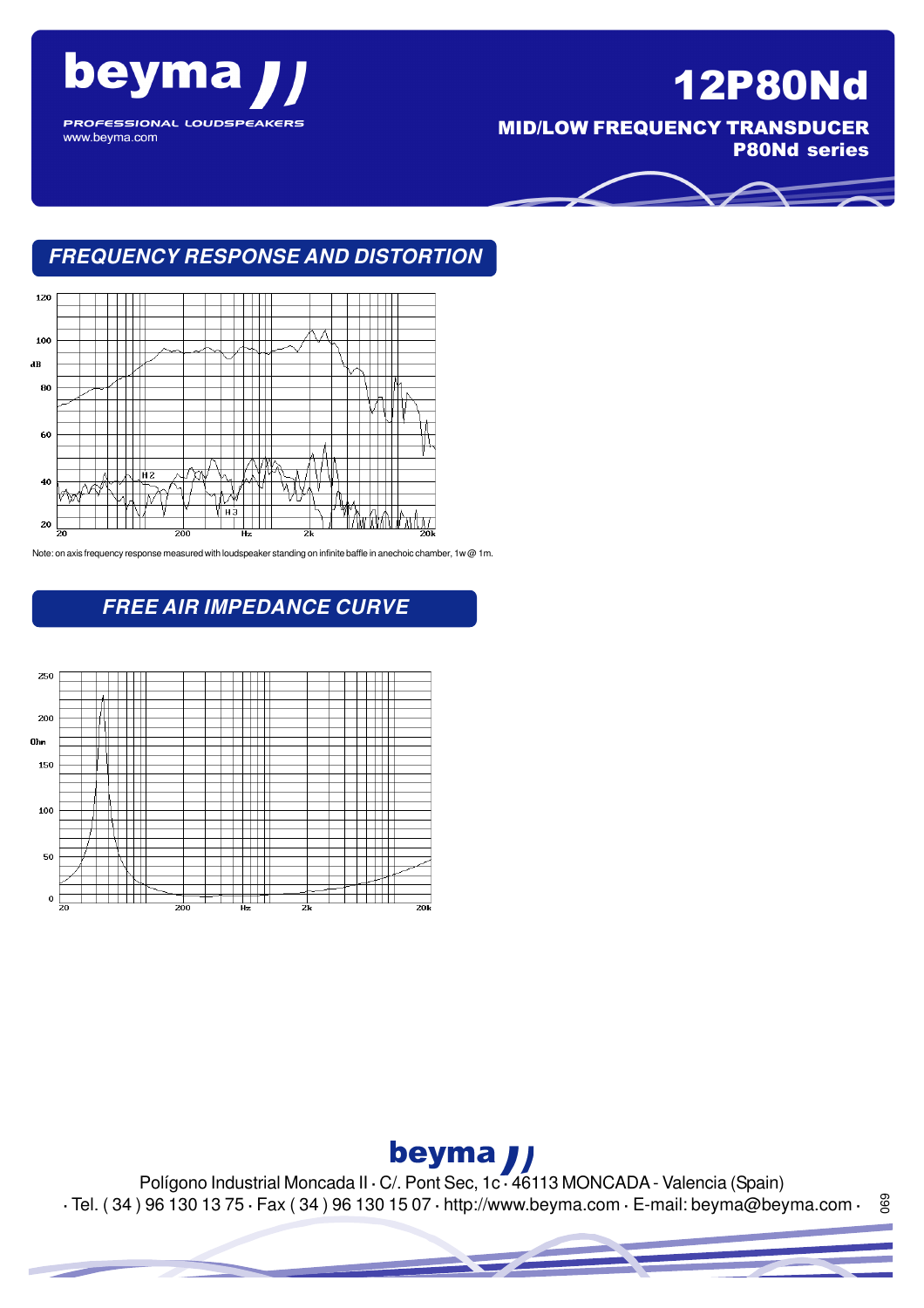# 12P80Nd

**MID/LOW FREQUENCY TRANSDUCER**
**P80Nd series**

## FREQUENCY RESPONSE AND DISTORTION

120
100
dB
80
60
40
20
H2
H3
20
200
Hz
2k
20k

Note: on axis frequency response measured with loudspeaker standing on infinite baffle in anechoic chamber, 1w @ 1m.

## FREE AIR IMPEDANCE CURVE

250
200
Ohm
150
100
50
0
20
200
Hz
2k
20k

Polígono Industrial Moncada II · C/. Pont Sec, 1c · 46113 MONCADA - Valencia (Spain)
· Tel. ( 34 ) 96 130 13 75 · Fax ( 34 ) 96 130 15 07 · http://www.beyma.com · E-mail: beyma@beyma.com ·